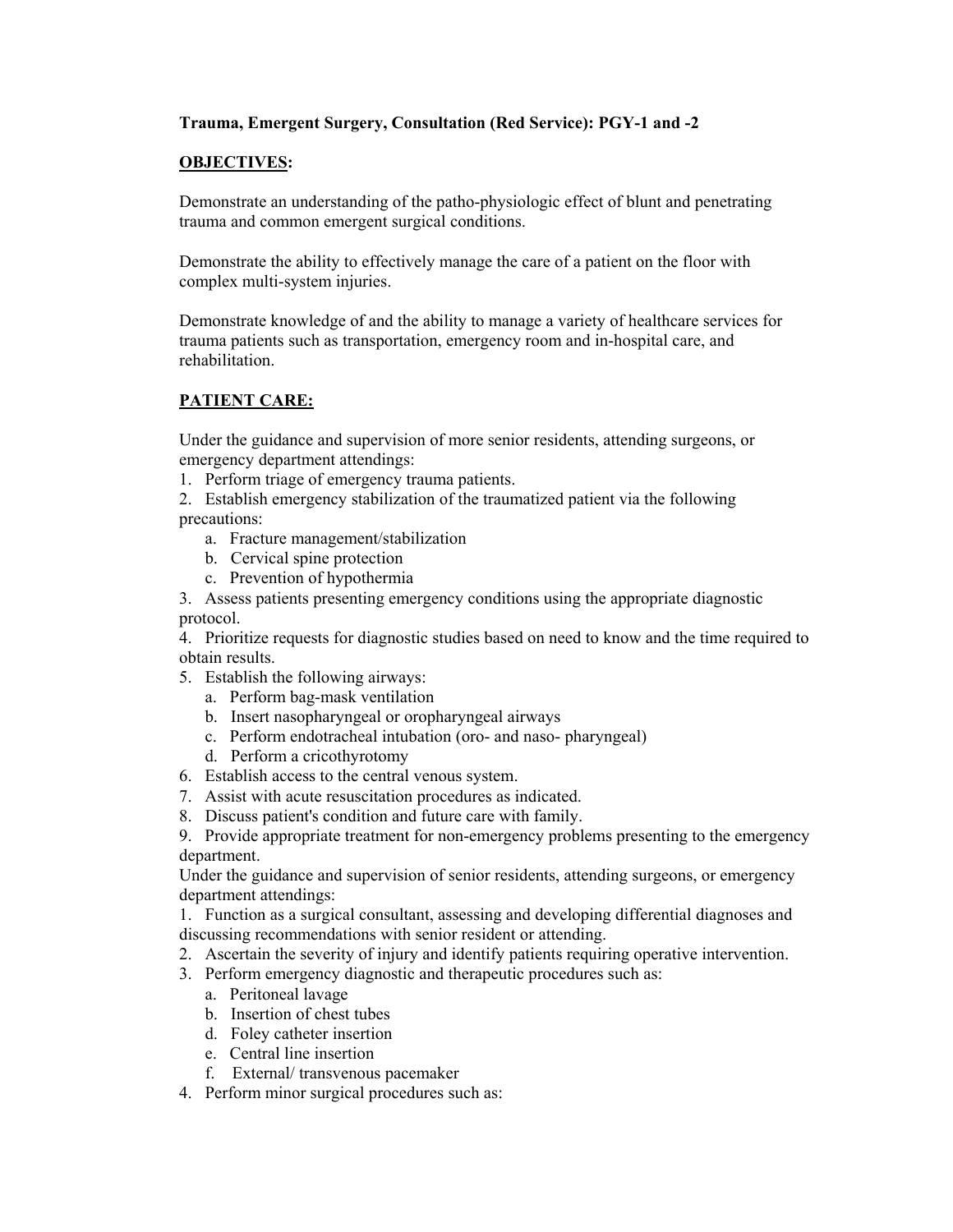**Trauma, Emergent Surgery, Consultation (Red Service): PGY-1 and -2**

**OBJECTIVES:**

Demonstrate an understanding of the patho-physiologic effect of blunt and penetrating trauma and common emergent surgical conditions.

Demonstrate the ability to effectively manage the care of a patient on the floor with complex multi-system injuries.

Demonstrate knowledge of and the ability to manage a variety of healthcare services for trauma patients such as transportation, emergency room and in-hospital care, and rehabilitation.

**PATIENT CARE:**

Under the guidance and supervision of more senior residents, attending surgeons, or emergency department attendings:

1. Perform triage of emergency trauma patients.
2. Establish emergency stabilization of the traumatized patient via the following precautions:
   a. Fracture management/stabilization
   b. Cervical spine protection
   c. Prevention of hypothermia
3. Assess patients presenting emergency conditions using the appropriate diagnostic protocol.
4. Prioritize requests for diagnostic studies based on need to know and the time required to obtain results.
5. Establish the following airways:
   a. Perform bag-mask ventilation
   b. Insert nasopharyngeal or oropharyngeal airways
   c. Perform endotracheal intubation (oro- and naso- pharyngeal)
   d. Perform a cricothyrotomy
6. Establish access to the central venous system.
7. Assist with acute resuscitation procedures as indicated.
8. Discuss patient's condition and future care with family.
9. Provide appropriate treatment for non-emergency problems presenting to the emergency department.

Under the guidance and supervision of senior residents, attending surgeons, or emergency department attendings:

1. Function as a surgical consultant, assessing and developing differential diagnoses and discussing recommendations with senior resident or attending.
2. Ascertain the severity of injury and identify patients requiring operative intervention.
3. Perform emergency diagnostic and therapeutic procedures such as:
   a. Peritoneal lavage
   b. Insertion of chest tubes
   d. Foley catheter insertion
   e. Central line insertion
   f. External/ transvenous pacemaker
4. Perform minor surgical procedures such as: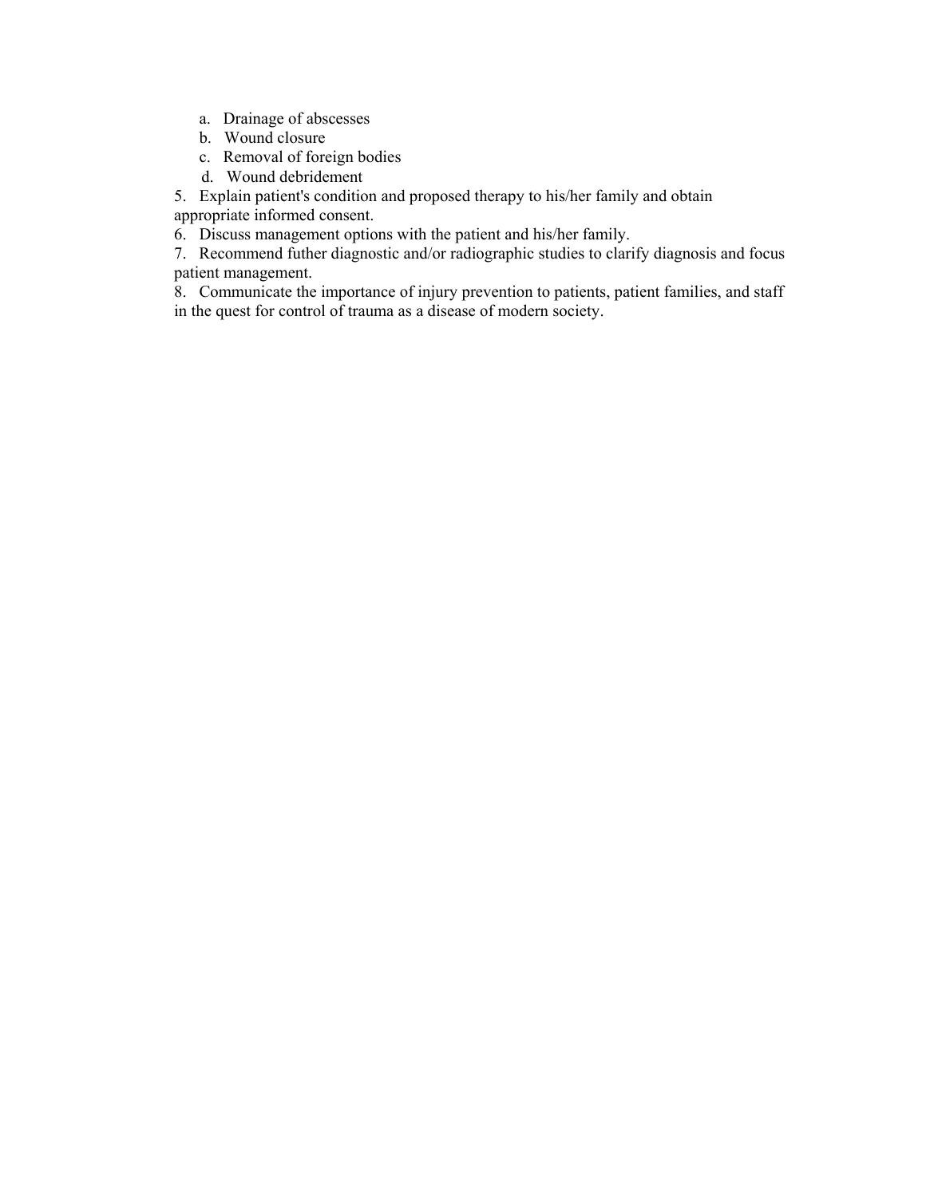a. Drainage of abscesses
   b. Wound closure
   c. Removal of foreign bodies
   d. Wound debridement

5. Explain patient's condition and proposed therapy to his/her family and obtain appropriate informed consent.
6. Discuss management options with the patient and his/her family.
7. Recommend futher diagnostic and/or radiographic studies to clarify diagnosis and focus patient management.
8. Communicate the importance of injury prevention to patients, patient families, and staff in the quest for control of trauma as a disease of modern society.